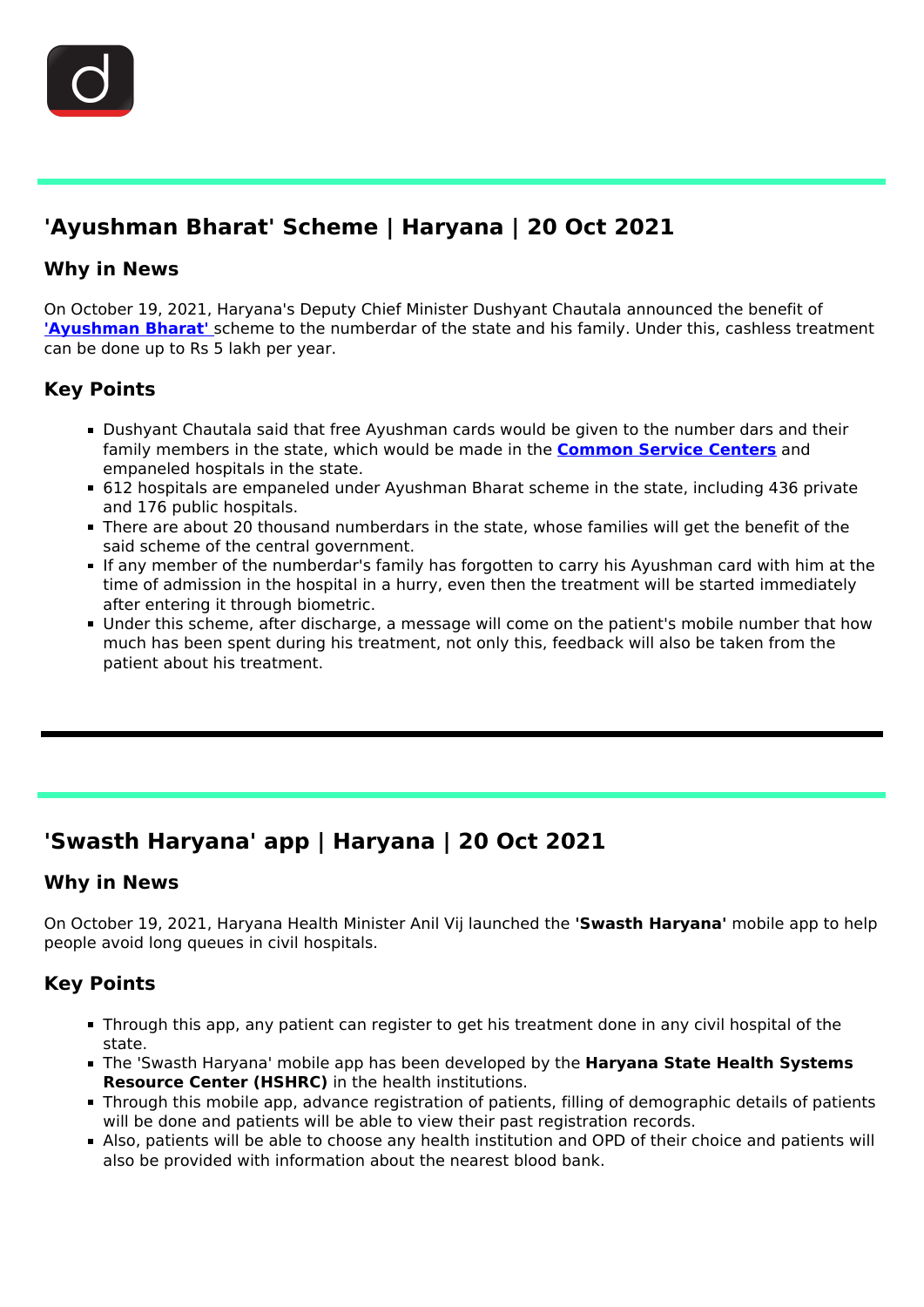## 'Ayushman Bharat' Scheme | Haryana | 20 Oct 2021

### Why in News

On October 19, 2021, Haryana's Deputy Chief Minister Dushyant Chautala announced the benefit of **'Ayushman Bharat'** scheme to the numberdar of the state and his family. Under this, cashless treatment can be done up to Rs 5 lakh per year.

### Key Points

- Dushyant Chautala said that free Ayushman cards would be given to the number dars and their family members in the state, which would be made in the **Common Service Centers** and empaneled hospitals in the state.
- 612 hospitals are empaneled under Ayushman Bharat scheme in the state, including 436 private and 176 public hospitals.
- There are about 20 thousand numberdars in the state, whose families will get the benefit of the said scheme of the central government.
- If any member of the numberdar's family has forgotten to carry his Ayushman card with him at the time of admission in the hospital in a hurry, even then the treatment will be started immediately after entering it through biometric.
- Under this scheme, after discharge, a message will come on the patient's mobile number that how much has been spent during his treatment, not only this, feedback will also be taken from the patient about his treatment.

---

## 'Swasth Haryana' app | Haryana | 20 Oct 2021

### Why in News

On October 19, 2021, Haryana Health Minister Anil Vij launched the **'Swasth Haryana'** mobile app to help people avoid long queues in civil hospitals.

### Key Points

- Through this app, any patient can register to get his treatment done in any civil hospital of the state.
- The 'Swasth Haryana' mobile app has been developed by the **Haryana State Health Systems Resource Center (HSHRC)** in the health institutions.
- Through this mobile app, advance registration of patients, filling of demographic details of patients will be done and patients will be able to view their past registration records.
- Also, patients will be able to choose any health institution and OPD of their choice and patients will also be provided with information about the nearest blood bank.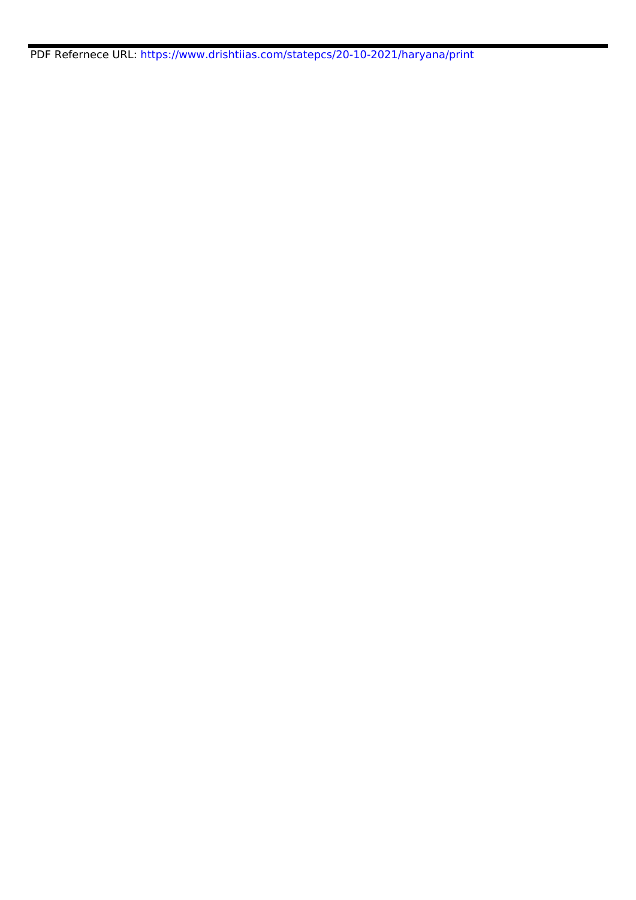PDF Refernece URL: https://www.drishtiias.com/statepcs/20-10-2021/haryana/print